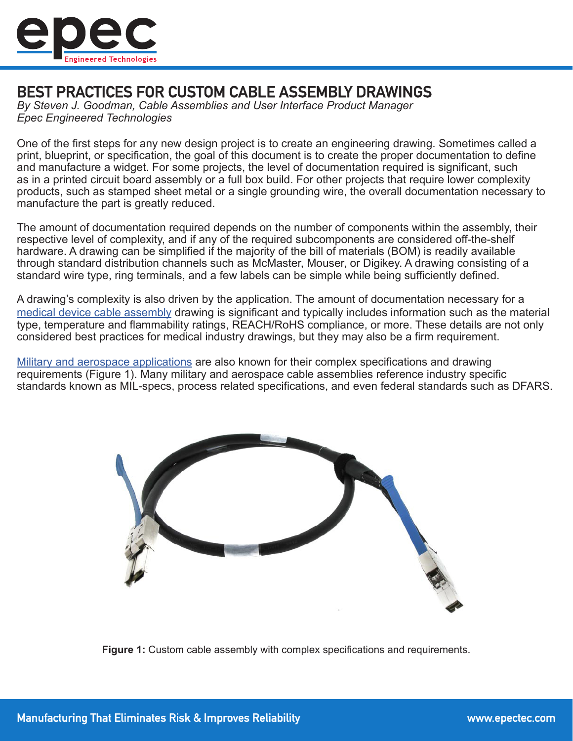# BEST PRACTICES FOR CUSTOM CABLE ASSEMBLY DRAWINGS

*By Steven J. Goodman, Cable Assemblies and User Interface Product Manager*
*Epec Engineered Technologies*

One of the first steps for any new design project is to create an engineering drawing. Sometimes called a print, blueprint, or specification, the goal of this document is to create the proper documentation to define and manufacture a widget. For some projects, the level of documentation required is significant, such as in a printed circuit board assembly or a full box build. For other projects that require lower complexity products, such as stamped sheet metal or a single grounding wire, the overall documentation necessary to manufacture the part is greatly reduced.

The amount of documentation required depends on the number of components within the assembly, their respective level of complexity, and if any of the required subcomponents are considered off-the-shelf hardware. A drawing can be simplified if the majority of the bill of materials (BOM) is readily available through standard distribution channels such as McMaster, Mouser, or Digikey. A drawing consisting of a standard wire type, ring terminals, and a few labels can be simple while being sufficiently defined.

A drawing's complexity is also driven by the application. The amount of documentation necessary for a medical device cable assembly drawing is significant and typically includes information such as the material type, temperature and flammability ratings, REACH/RoHS compliance, or more. These details are not only considered best practices for medical industry drawings, but they may also be a firm requirement.

Military and aerospace applications are also known for their complex specifications and drawing requirements (Figure 1). Many military and aerospace cable assemblies reference industry specific standards known as MIL-specs, process related specifications, and even federal standards such as DFARS.

**Figure 1:** Custom cable assembly with complex specifications and requirements.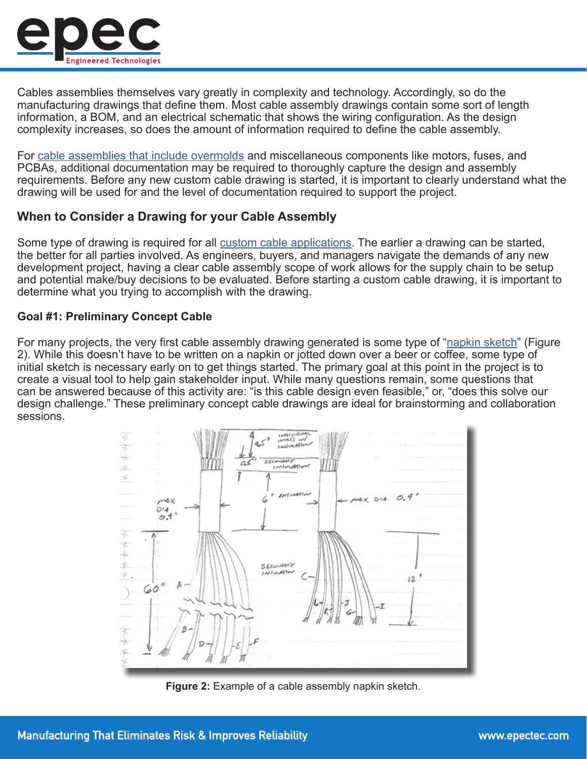Cables assemblies themselves vary greatly in complexity and technology. Accordingly, so do the manufacturing drawings that define them. Most cable assembly drawings contain some sort of length information, a BOM, and an electrical schematic that shows the wiring configuration. As the design complexity increases, so does the amount of information required to define the cable assembly.

For cable assemblies that include overmolds and miscellaneous components like motors, fuses, and PCBAs, additional documentation may be required to thoroughly capture the design and assembly requirements. Before any new custom cable drawing is started, it is important to clearly understand what the drawing will be used for and the level of documentation required to support the project.

## When to Consider a Drawing for your Cable Assembly

Some type of drawing is required for all custom cable applications. The earlier a drawing can be started, the better for all parties involved. As engineers, buyers, and managers navigate the demands of any new development project, having a clear cable assembly scope of work allows for the supply chain to be setup and potential make/buy decisions to be evaluated. Before starting a custom cable drawing, it is important to determine what you trying to accomplish with the drawing.

### Goal #1: Preliminary Concept Cable

For many projects, the very first cable assembly drawing generated is some type of "napkin sketch" (Figure 2). While this doesn't have to be written on a napkin or jotted down over a beer or coffee, some type of initial sketch is necessary early on to get things started. The primary goal at this point in the project is to create a visual tool to help gain stakeholder input. While many questions remain, some questions that can be answered because of this activity are: "is this cable design even feasible," or, "does this solve our design challenge." These preliminary concept cable drawings are ideal for brainstorming and collaboration sessions.

**Figure 2:** Example of a cable assembly napkin sketch.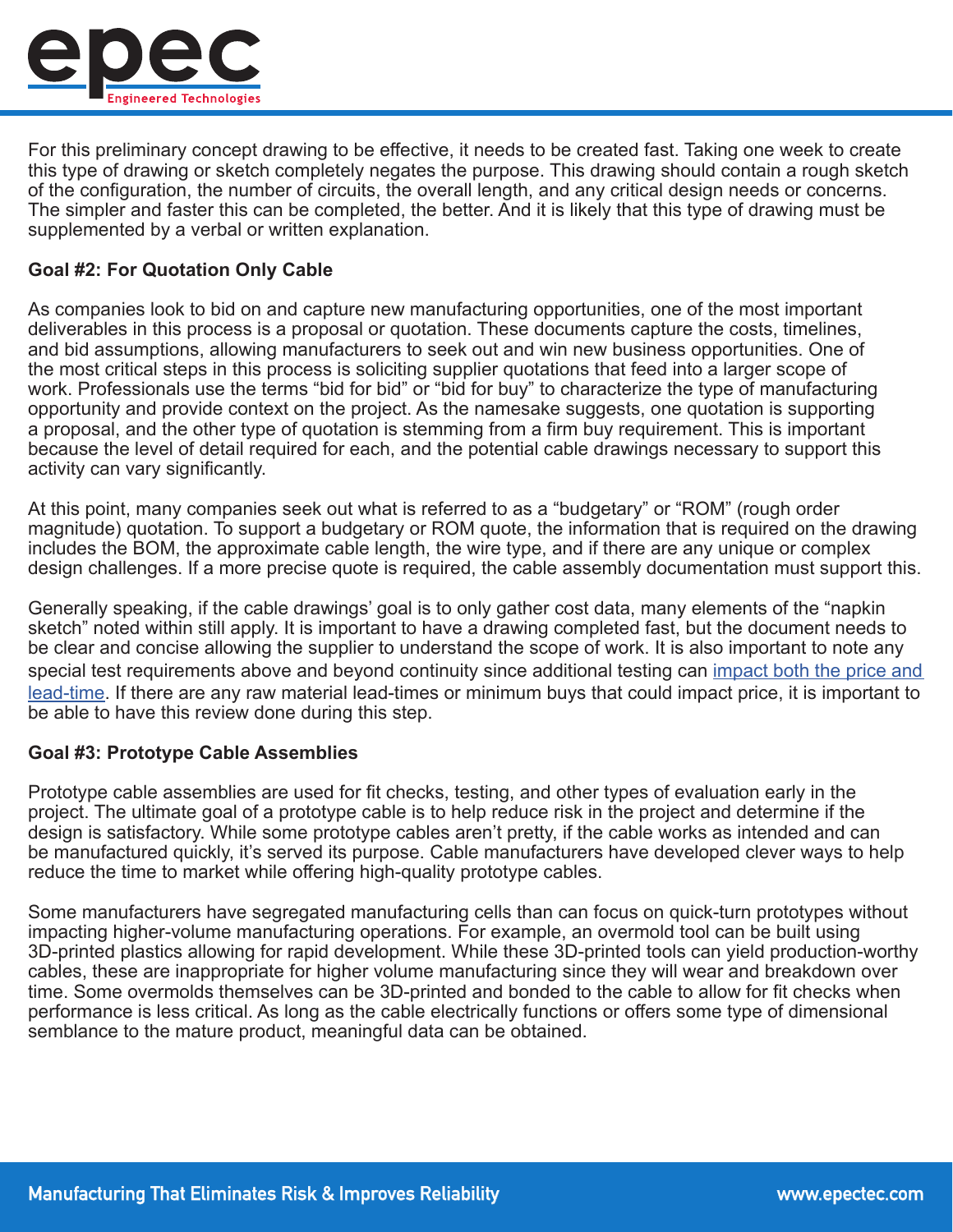For this preliminary concept drawing to be effective, it needs to be created fast. Taking one week to create this type of drawing or sketch completely negates the purpose. This drawing should contain a rough sketch of the configuration, the number of circuits, the overall length, and any critical design needs or concerns. The simpler and faster this can be completed, the better. And it is likely that this type of drawing must be supplemented by a verbal or written explanation.

**Goal #2: For Quotation Only Cable**

As companies look to bid on and capture new manufacturing opportunities, one of the most important deliverables in this process is a proposal or quotation. These documents capture the costs, timelines, and bid assumptions, allowing manufacturers to seek out and win new business opportunities. One of the most critical steps in this process is soliciting supplier quotations that feed into a larger scope of work. Professionals use the terms "bid for bid" or "bid for buy" to characterize the type of manufacturing opportunity and provide context on the project. As the namesake suggests, one quotation is supporting a proposal, and the other type of quotation is stemming from a firm buy requirement. This is important because the level of detail required for each, and the potential cable drawings necessary to support this activity can vary significantly.

At this point, many companies seek out what is referred to as a "budgetary" or "ROM" (rough order magnitude) quotation. To support a budgetary or ROM quote, the information that is required on the drawing includes the BOM, the approximate cable length, the wire type, and if there are any unique or complex design challenges. If a more precise quote is required, the cable assembly documentation must support this.

Generally speaking, if the cable drawings' goal is to only gather cost data, many elements of the "napkin sketch" noted within still apply. It is important to have a drawing completed fast, but the document needs to be clear and concise allowing the supplier to understand the scope of work. It is also important to note any special test requirements above and beyond continuity since additional testing can impact both the price and lead-time. If there are any raw material lead-times or minimum buys that could impact price, it is important to be able to have this review done during this step.

**Goal #3: Prototype Cable Assemblies**

Prototype cable assemblies are used for fit checks, testing, and other types of evaluation early in the project. The ultimate goal of a prototype cable is to help reduce risk in the project and determine if the design is satisfactory. While some prototype cables aren't pretty, if the cable works as intended and can be manufactured quickly, it's served its purpose. Cable manufacturers have developed clever ways to help reduce the time to market while offering high-quality prototype cables.

Some manufacturers have segregated manufacturing cells than can focus on quick-turn prototypes without impacting higher-volume manufacturing operations. For example, an overmold tool can be built using 3D-printed plastics allowing for rapid development. While these 3D-printed tools can yield production-worthy cables, these are inappropriate for higher volume manufacturing since they will wear and breakdown over time. Some overmolds themselves can be 3D-printed and bonded to the cable to allow for fit checks when performance is less critical. As long as the cable electrically functions or offers some type of dimensional semblance to the mature product, meaningful data can be obtained.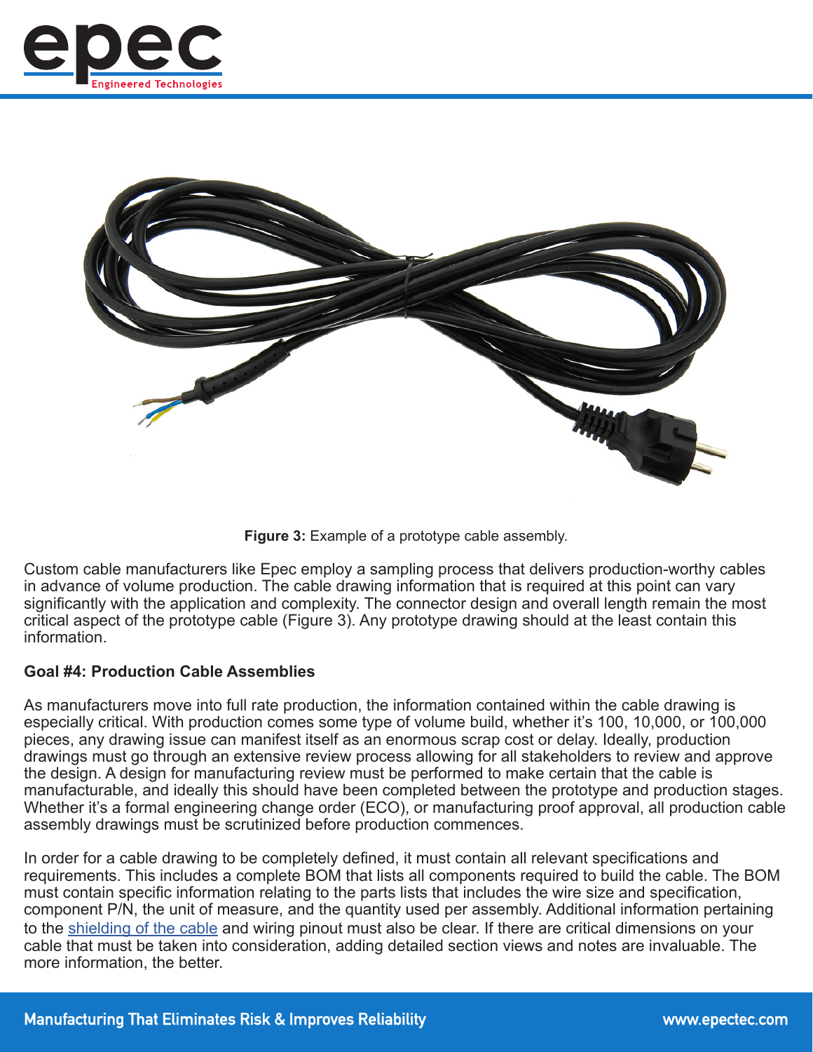**Figure 3:** Example of a prototype cable assembly.

Custom cable manufacturers like Epec employ a sampling process that delivers production-worthy cables in advance of volume production. The cable drawing information that is required at this point can vary significantly with the application and complexity. The connector design and overall length remain the most critical aspect of the prototype cable (Figure 3). Any prototype drawing should at the least contain this information.

### Goal #4: Production Cable Assemblies

As manufacturers move into full rate production, the information contained within the cable drawing is especially critical. With production comes some type of volume build, whether it's 100, 10,000, or 100,000 pieces, any drawing issue can manifest itself as an enormous scrap cost or delay. Ideally, production drawings must go through an extensive review process allowing for all stakeholders to review and approve the design. A design for manufacturing review must be performed to make certain that the cable is manufacturable, and ideally this should have been completed between the prototype and production stages. Whether it's a formal engineering change order (ECO), or manufacturing proof approval, all production cable assembly drawings must be scrutinized before production commences.

In order for a cable drawing to be completely defined, it must contain all relevant specifications and requirements. This includes a complete BOM that lists all components required to build the cable. The BOM must contain specific information relating to the parts lists that includes the wire size and specification, component P/N, the unit of measure, and the quantity used per assembly. Additional information pertaining to the shielding of the cable and wiring pinout must also be clear. If there are critical dimensions on your cable that must be taken into consideration, adding detailed section views and notes are invaluable. The more information, the better.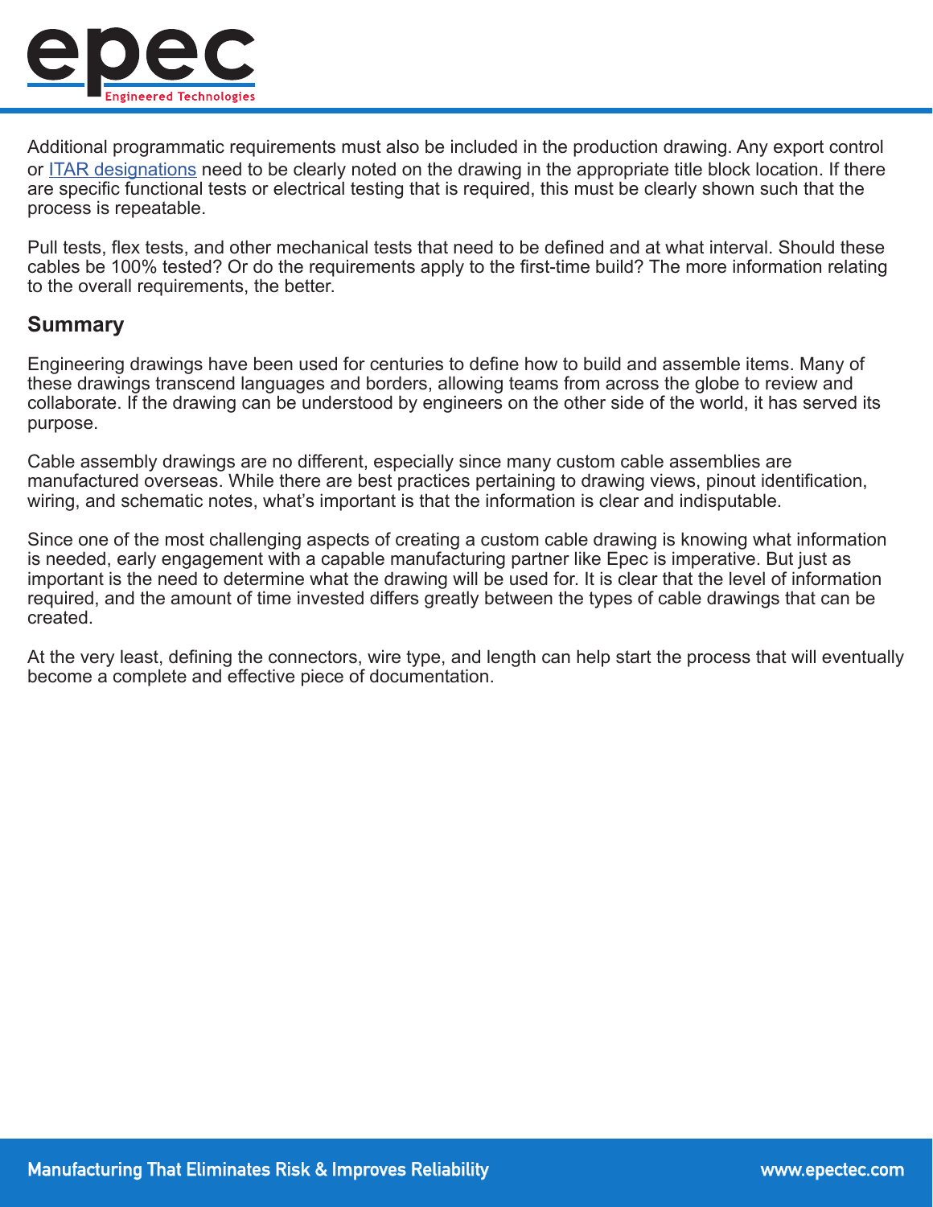Additional programmatic requirements must also be included in the production drawing. Any export control or ITAR designations need to be clearly noted on the drawing in the appropriate title block location. If there are specific functional tests or electrical testing that is required, this must be clearly shown such that the process is repeatable.

Pull tests, flex tests, and other mechanical tests that need to be defined and at what interval. Should these cables be 100% tested? Or do the requirements apply to the first-time build? The more information relating to the overall requirements, the better.

## Summary

Engineering drawings have been used for centuries to define how to build and assemble items. Many of these drawings transcend languages and borders, allowing teams from across the globe to review and collaborate. If the drawing can be understood by engineers on the other side of the world, it has served its purpose.

Cable assembly drawings are no different, especially since many custom cable assemblies are manufactured overseas. While there are best practices pertaining to drawing views, pinout identification, wiring, and schematic notes, what's important is that the information is clear and indisputable.

Since one of the most challenging aspects of creating a custom cable drawing is knowing what information is needed, early engagement with a capable manufacturing partner like Epec is imperative. But just as important is the need to determine what the drawing will be used for. It is clear that the level of information required, and the amount of time invested differs greatly between the types of cable drawings that can be created.

At the very least, defining the connectors, wire type, and length can help start the process that will eventually become a complete and effective piece of documentation.